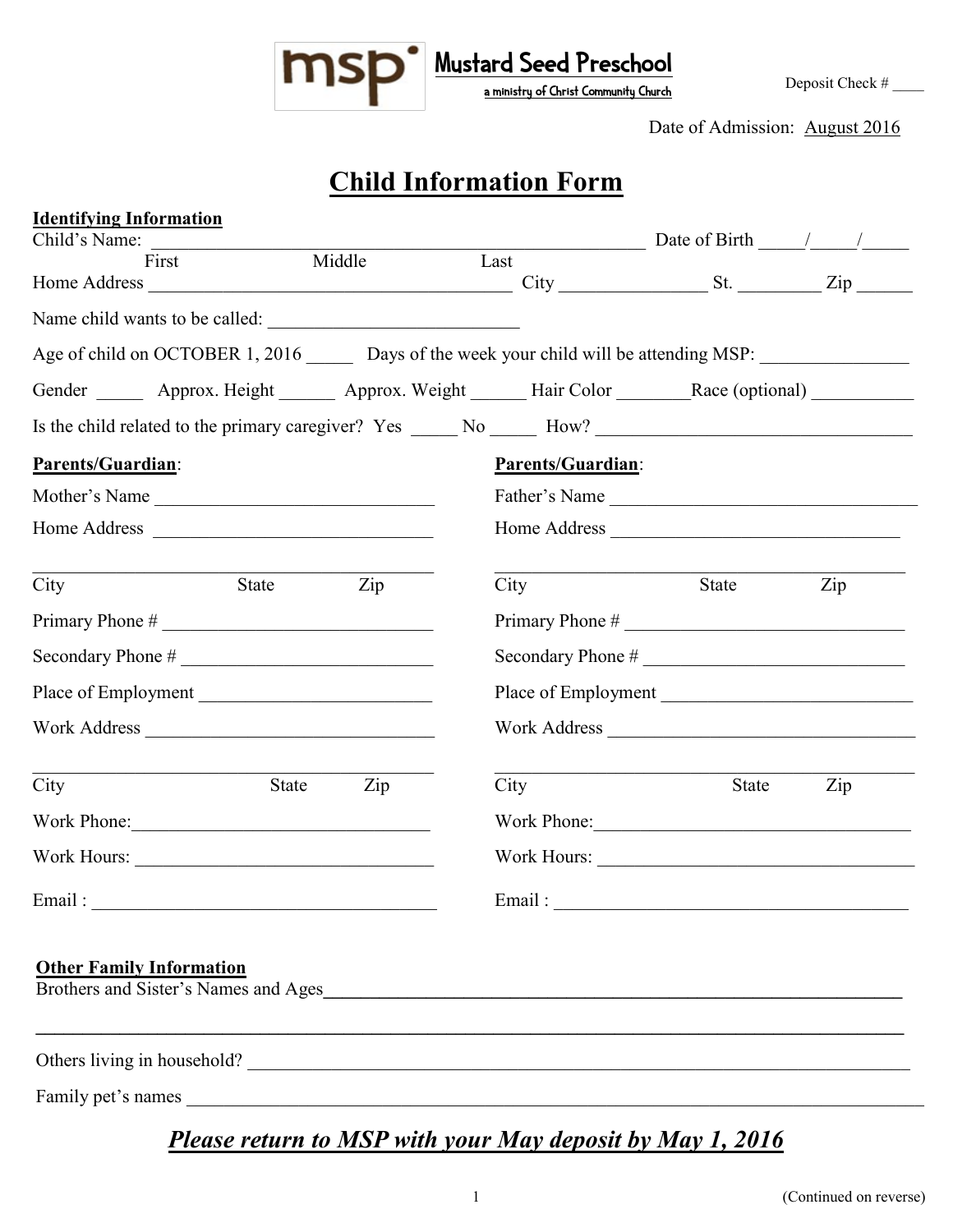msp Mustard Seed Preschool
a ministry of Christ Community Church

Deposit Check # ____

Date of Admission: August 2016

# Child Information Form

**Identifying Information**

Child's Name: ________________________________________________ Date of Birth _____/_____/_____
First Middle Last

Home Address ___________________________________ City _______________ St. _________ Zip ______

Name child wants to be called: ___________________________

Age of child on OCTOBER 1, 2016 _____ Days of the week your child will be attending MSP: _______________

Gender _____ Approx. Height ______ Approx. Weight ______ Hair Color ________Race (optional) ___________

Is the child related to the primary caregiver? Yes _____ No _____ How? _________________________________

**Parents/Guardian**:

Mother's Name ______________________________

Home Address ______________________________

________________________________________
City State Zip

Primary Phone # _____________________________

Secondary Phone # ___________________________

Place of Employment _________________________

Work Address _______________________________

________________________________________
City State Zip

Work Phone:________________________________

Work Hours: ________________________________

Email : _____________________________________

**Parents/Guardian**:

Father's Name __________________________________

Home Address _______________________________

________________________________________
City State Zip

Primary Phone # ______________________________

Secondary Phone # ____________________________

Place of Employment ___________________________

Work Address _________________________________

________________________________________
City State Zip

Work Phone:___________________________________

Work Hours: ___________________________________

Email : ______________________________________

**Other Family Information**

Brothers and Sister's Names and Ages_________________________________________________________

_____________________________________________________________________________________

Others living in household? _____________________________________________________________

Family pet's names ______________________________________________________________________

***Please return to MSP with your May deposit by May 1, 2016***

(Continued on reverse)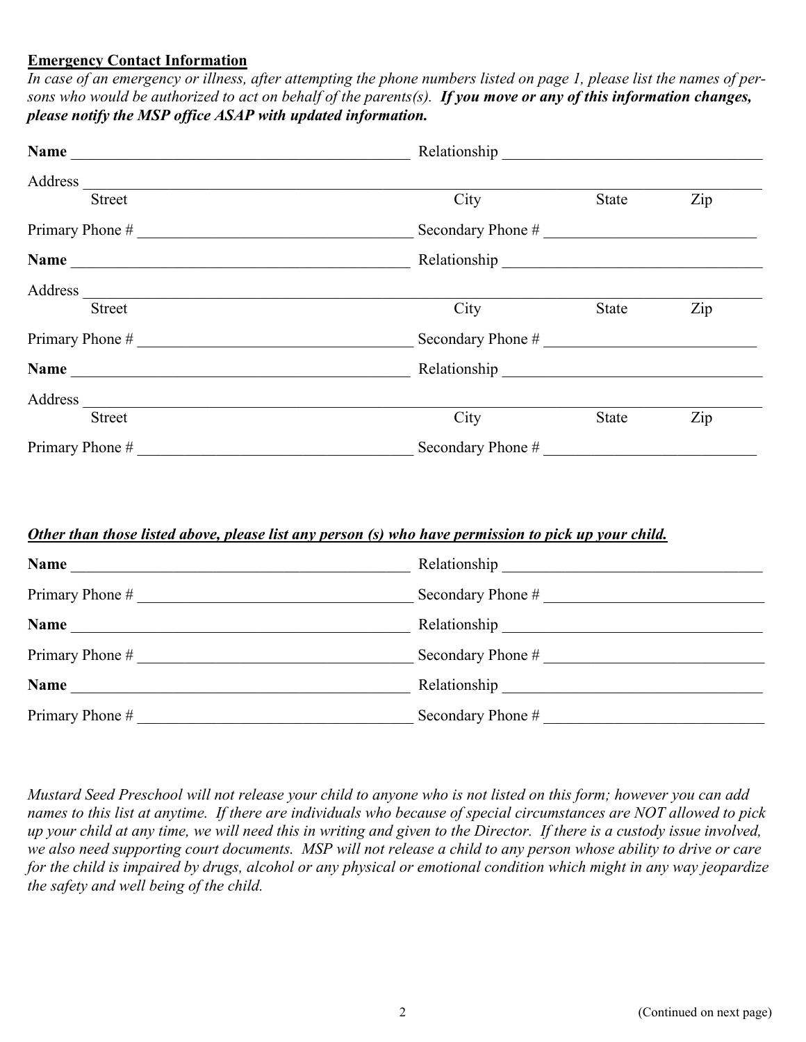**Emergency Contact Information**

*In case of an emergency or illness, after attempting the phone numbers listed on page 1, please list the names of persons who would be authorized to act on behalf of the parents(s).* ***If you move or any of this information changes, please notify the MSP office ASAP with updated information.***

**Name** ____________________________________________ Relationship ________________________________

Address ______________________________________________________________________________________
Street City State Zip

Primary Phone # __________________________________ Secondary Phone # __________________________

**Name** ____________________________________________ Relationship ________________________________

Address ______________________________________________________________________________________
Street City State Zip

Primary Phone # __________________________________ Secondary Phone # __________________________

**Name** ____________________________________________ Relationship ________________________________

Address ______________________________________________________________________________________
Street City State Zip

Primary Phone # __________________________________ Secondary Phone # __________________________

***Other than those listed above, please list any person (s) who have permission to pick up your child.***

**Name** ____________________________________________ Relationship ________________________________

Primary Phone # __________________________________ Secondary Phone # __________________________

**Name** ____________________________________________ Relationship ________________________________

Primary Phone # __________________________________ Secondary Phone # __________________________

**Name** ____________________________________________ Relationship ________________________________

Primary Phone # __________________________________ Secondary Phone # __________________________

*Mustard Seed Preschool will not release your child to anyone who is not listed on this form; however you can add names to this list at anytime. If there are individuals who because of special circumstances are NOT allowed to pick up your child at any time, we will need this in writing and given to the Director. If there is a custody issue involved, we also need supporting court documents. MSP will not release a child to any person whose ability to drive or care for the child is impaired by drugs, alcohol or any physical or emotional condition which might in any way jeopardize the safety and well being of the child.*

(Continued on next page)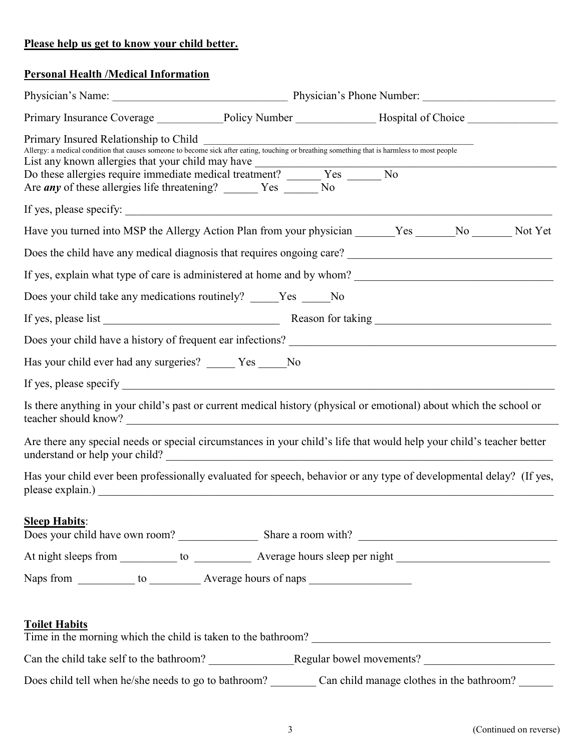**Please help us get to know your child better.**

**Personal Health /Medical Information**

Physician's Name: _______________________________ Physician's Phone Number: _______________________

Primary Insurance Coverage ___________Policy Number ______________ Hospital of Choice ________________

Primary Insured Relationship to Child ____________________________________________________

Allergy: a medical condition that causes someone to become sick after eating, touching or breathing something that is harmless to most people

List any known allergies that your child may have ______________________________________________________

Do these allergies require immediate medical treatment? ______ Yes ______ No

Are ***any*** of these allergies life threatening? ______ Yes ______ No

If yes, please specify: ______________________________________________________________________________

Have you turned into MSP the Allergy Action Plan from your physician _______Yes _______No _______ Not Yet

Does the child have any medical diagnosis that requires ongoing care? ___________________________________

If yes, explain what type of care is administered at home and by whom? _________________________________

Does your child take any medications routinely? _____Yes _____No

If yes, please list _______________________________ Reason for taking _______________________________

Does your child have a history of frequent ear infections? _____________________________________________

Has your child ever had any surgeries? _____ Yes _____No

If yes, please specify ________________________________________________________________________

Is there anything in your child's past or current medical history (physical or emotional) about which the school or teacher should know? _______________________________________________________________________

Are there any special needs or special circumstances in your child's life that would help your child's teacher better understand or help your child? ______________________________________________________________

Has your child ever been professionally evaluated for speech, behavior or any type of developmental delay? (If yes, please explain.) _________________________________________________________________________

**Sleep Habits**:

Does your child have own room? ______________ Share a room with? ___________________________________

At night sleeps from __________ to __________ Average hours sleep per night ___________________________

Naps from __________ to _________ Average hours of naps _________________

**Toilet Habits**

Time in the morning which the child is taken to the bathroom? __________________________________________

Can the child take self to the bathroom? _______________Regular bowel movements? _______________________

Does child tell when he/she needs to go to bathroom? ________ Can child manage clothes in the bathroom? ______

(Continued on reverse)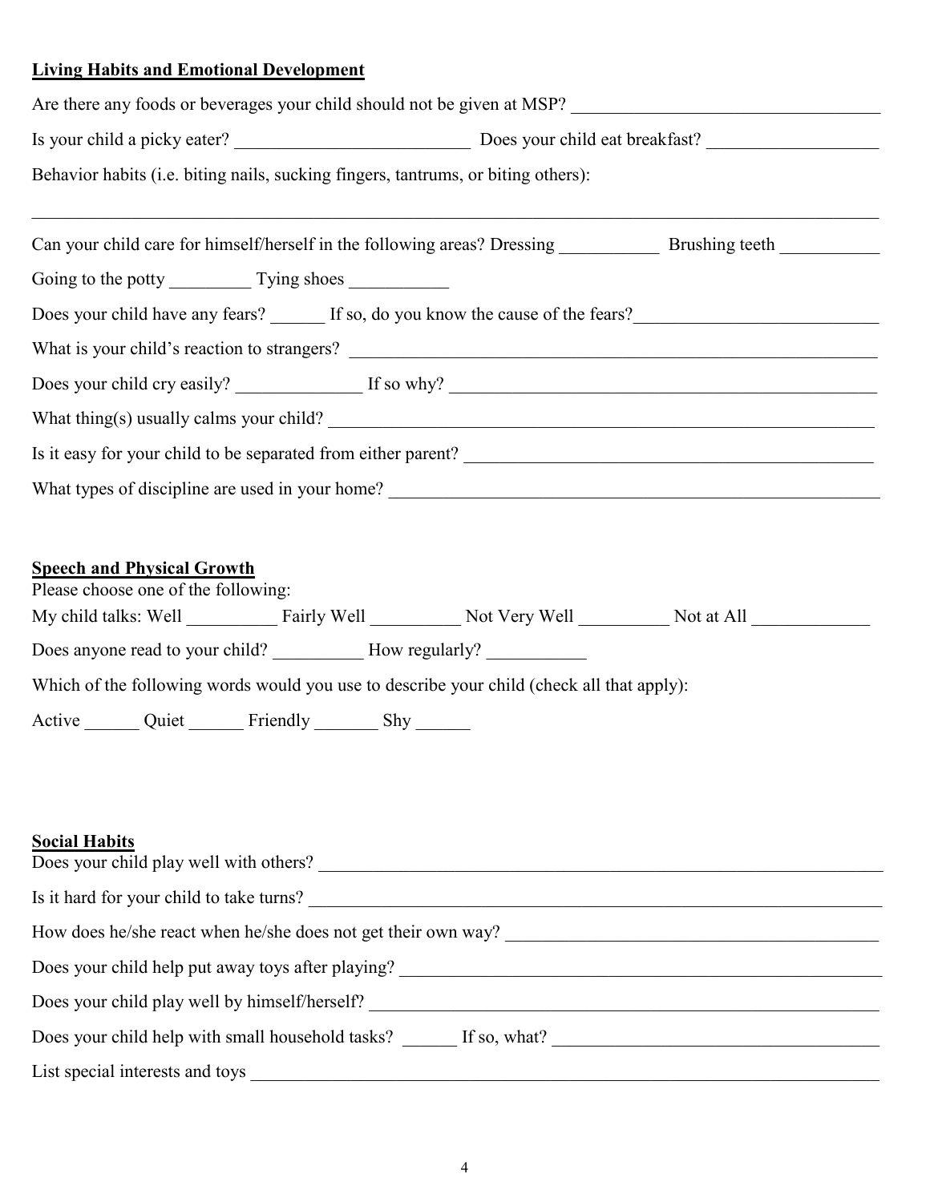**Living Habits and Emotional Development**

Are there any foods or beverages your child should not be given at MSP? ___________________________________

Is your child a picky eater? __________________________ Does your child eat breakfast? ___________________

Behavior habits (i.e. biting nails, sucking fingers, tantrums, or biting others):

_____________________________________________________________________________________________

Can your child care for himself/herself in the following areas? Dressing ___________ Brushing teeth ___________

Going to the potty _________ Tying shoes ___________

Does your child have any fears? ______ If so, do you know the cause of the fears?___________________________

What is your child's reaction to strangers? ______________________________________________________________

Does your child cry easily? ______________ If so why? ________________________________________________

What thing(s) usually calms your child? _________________________________________________________________

Is it easy for your child to be separated from either parent? _______________________________________________

What types of discipline are used in your home? ________________________________________________________

**Speech and Physical Growth**

Please choose one of the following:

My child talks: Well __________ Fairly Well __________ Not Very Well __________ Not at All _____________

Does anyone read to your child? __________ How regularly? ___________

Which of the following words would you use to describe your child (check all that apply):

Active ______ Quiet ______ Friendly _______ Shy ______

**Social Habits**

Does your child play well with others? __________________________________________________________________

Is it hard for your child to take turns? __________________________________________________________________

How does he/she react when he/she does not get their own way? __________________________________________

Does your child help put away toys after playing? _______________________________________________________

Does your child play well by himself/herself? ___________________________________________________________

Does your child help with small household tasks? ______ If so, what? _____________________________________

List special interests and toys _________________________________________________________________________